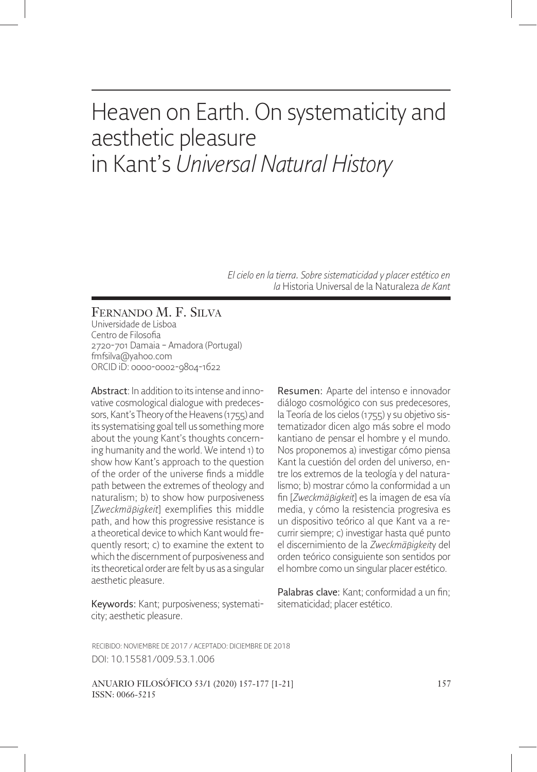# Heaven on Earth. On systematicity and aesthetic pleasure in Kant's *Universal Natural History*

*El cielo en la tierra. Sobre sistematicidad y placer estético en la* Historia Universal de la Naturaleza *de Kant*

FERNANDO M. F. SILVA
Universidade de Lisboa
Centro de Filosofia
2720-701 Damaia – Amadora (Portugal)
fmfsilva@yahoo.com
ORCID iD: 0000-0002-9804-1622

**Abstract**: In addition to its intense and innovative cosmological dialogue with predecessors, Kant's Theory of the Heavens (1755) and its systematising goal tell us something more about the young Kant's thoughts concerning humanity and the world. We intend 1) to show how Kant's approach to the question of the order of the universe finds a middle path between the extremes of theology and naturalism; b) to show how purposiveness [*Zweckmäβigkeit*] exemplifies this middle path, and how this progressive resistance is a theoretical device to which Kant would frequently resort; c) to examine the extent to which the discernment of purposiveness and its theoretical order are felt by us as a singular aesthetic pleasure.

**Keywords**: Kant; purposiveness; systematicity; aesthetic pleasure.

**Resumen**: Aparte del intenso e innovador diálogo cosmológico con sus predecesores, la Teoría de los cielos (1755) y su objetivo sistematizador dicen algo más sobre el modo kantiano de pensar el hombre y el mundo. Nos proponemos a) investigar cómo piensa Kant la cuestión del orden del universo, entre los extremos de la teología y del naturalismo; b) mostrar cómo la conformidad a un fin [*Zweckmäβigkeit*] es la imagen de esa vía media, y cómo la resistencia progresiva es un dispositivo teórico al que Kant va a recurrir siempre; c) investigar hasta qué punto el discernimiento de la *Zweckmäβigkeit*y del orden teórico consiguiente son sentidos por el hombre como un singular placer estético.

**Palabras clave**: Kant; conformidad a un fin; sitematicidad; placer estético.

RECIBIDO: NOVIEMBRE DE 2017 / ACEPTADO: DICIEMBRE DE 2018
DOI: 10.15581/009.53.1.006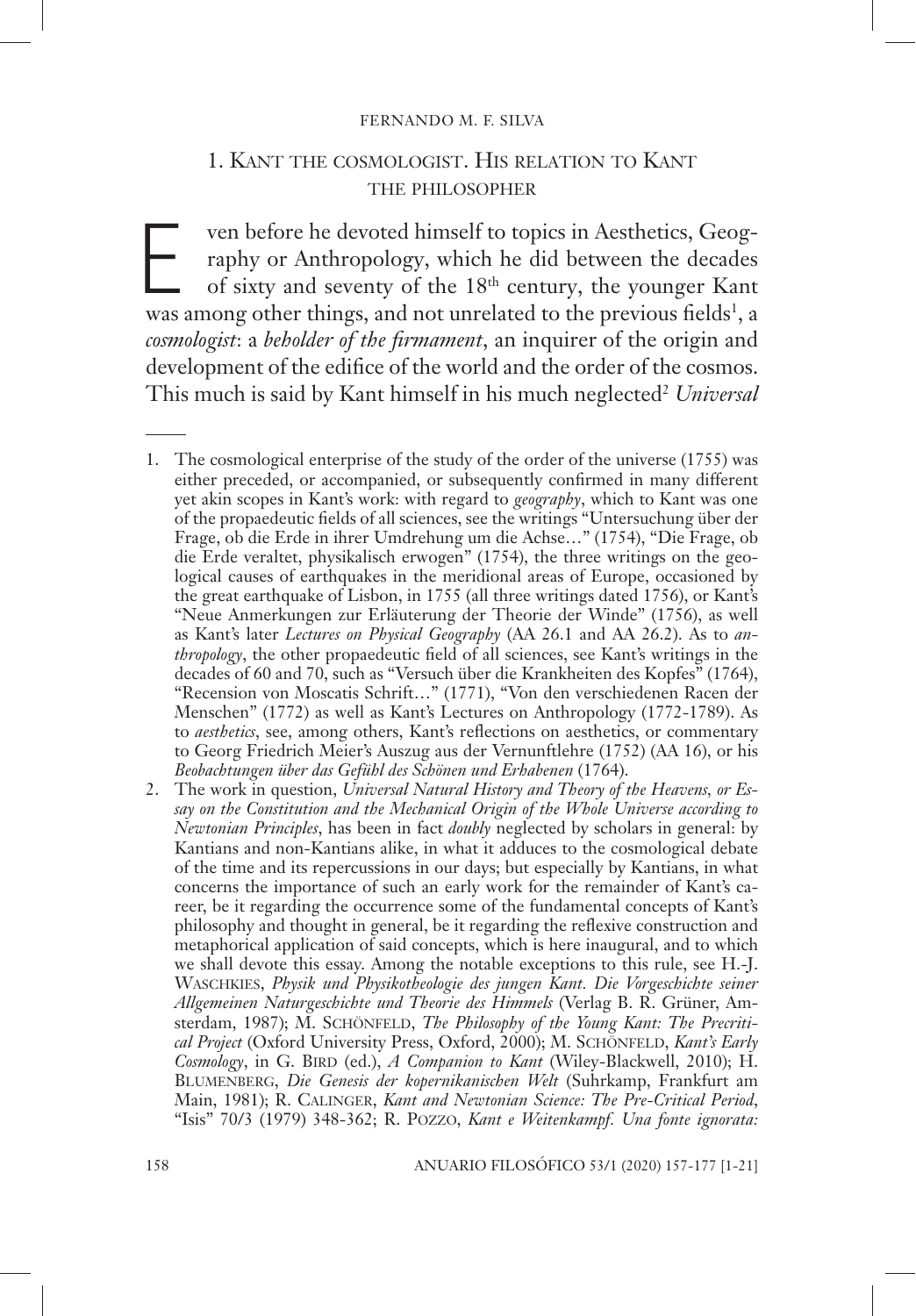## 1. Kant the cosmologist. His relation to Kant the philosopher

Even before he devoted himself to topics in Aesthetics, Geography or Anthropology, which he did between the decades of sixty and seventy of the 18th century, the younger Kant was among other things, and not unrelated to the previous fields[1], a *cosmologist*: a *beholder of the firmament*, an inquirer of the origin and development of the edifice of the world and the order of the cosmos. This much is said by Kant himself in his much neglected[2] *Universal*

---

1. The cosmological enterprise of the study of the order of the universe (1755) was either preceded, or accompanied, or subsequently confirmed in many different yet akin scopes in Kant's work: with regard to *geography*, which to Kant was one of the propaedeutic fields of all sciences, see the writings "Untersuchung über der Frage, ob die Erde in ihrer Umdrehung um die Achse…" (1754), "Die Frage, ob die Erde veraltet, physikalisch erwogen" (1754), the three writings on the geological causes of earthquakes in the meridional areas of Europe, occasioned by the great earthquake of Lisbon, in 1755 (all three writings dated 1756), or Kant's "Neue Anmerkungen zur Erläuterung der Theorie der Winde" (1756), as well as Kant's later *Lectures on Physical Geography* (AA 26.1 and AA 26.2). As to *anthropology*, the other propaedeutic field of all sciences, see Kant's writings in the decades of 60 and 70, such as "Versuch über die Krankheiten des Kopfes" (1764), "Recension von Moscatis Schrift…" (1771), "Von den verschiedenen Racen der Menschen" (1772) as well as Kant's Lectures on Anthropology (1772-1789). As to *aesthetics*, see, among others, Kant's reflections on aesthetics, or commentary to Georg Friedrich Meier's Auszug aus der Vernunftlehre (1752) (AA 16), or his *Beobachtungen über das Gefühl des Schönen und Erhabenen* (1764).
2. The work in question, *Universal Natural History and Theory of the Heavens, or Essay on the Constitution and the Mechanical Origin of the Whole Universe according to Newtonian Principles*, has been in fact *doubly* neglected by scholars in general: by Kantians and non-Kantians alike, in what it adduces to the cosmological debate of the time and its repercussions in our days; but especially by Kantians, in what concerns the importance of such an early work for the remainder of Kant's career, be it regarding the occurrence some of the fundamental concepts of Kant's philosophy and thought in general, be it regarding the reflexive construction and metaphorical application of said concepts, which is here inaugural, and to which we shall devote this essay. Among the notable exceptions to this rule, see H.-J. Waschkies, *Physik und Physikotheologie des jungen Kant. Die Vorgeschichte seiner Allgemeinen Naturgeschichte und Theorie des Himmels* (Verlag B. R. Grüner, Amsterdam, 1987); M. Schönfeld, *The Philosophy of the Young Kant: The Precritical Project* (Oxford University Press, Oxford, 2000); M. Schönfeld, *Kant's Early Cosmology*, in G. Bird (ed.), *A Companion to Kant* (Wiley-Blackwell, 2010); H. Blumenberg, *Die Genesis der kopernikanischen Welt* (Suhrkamp, Frankfurt am Main, 1981); R. Calinger, *Kant and Newtonian Science: The Pre-Critical Period*, "Isis" 70/3 (1979) 348-362; R. Pozzo, *Kant e Weitenkampf. Una fonte ignorata:*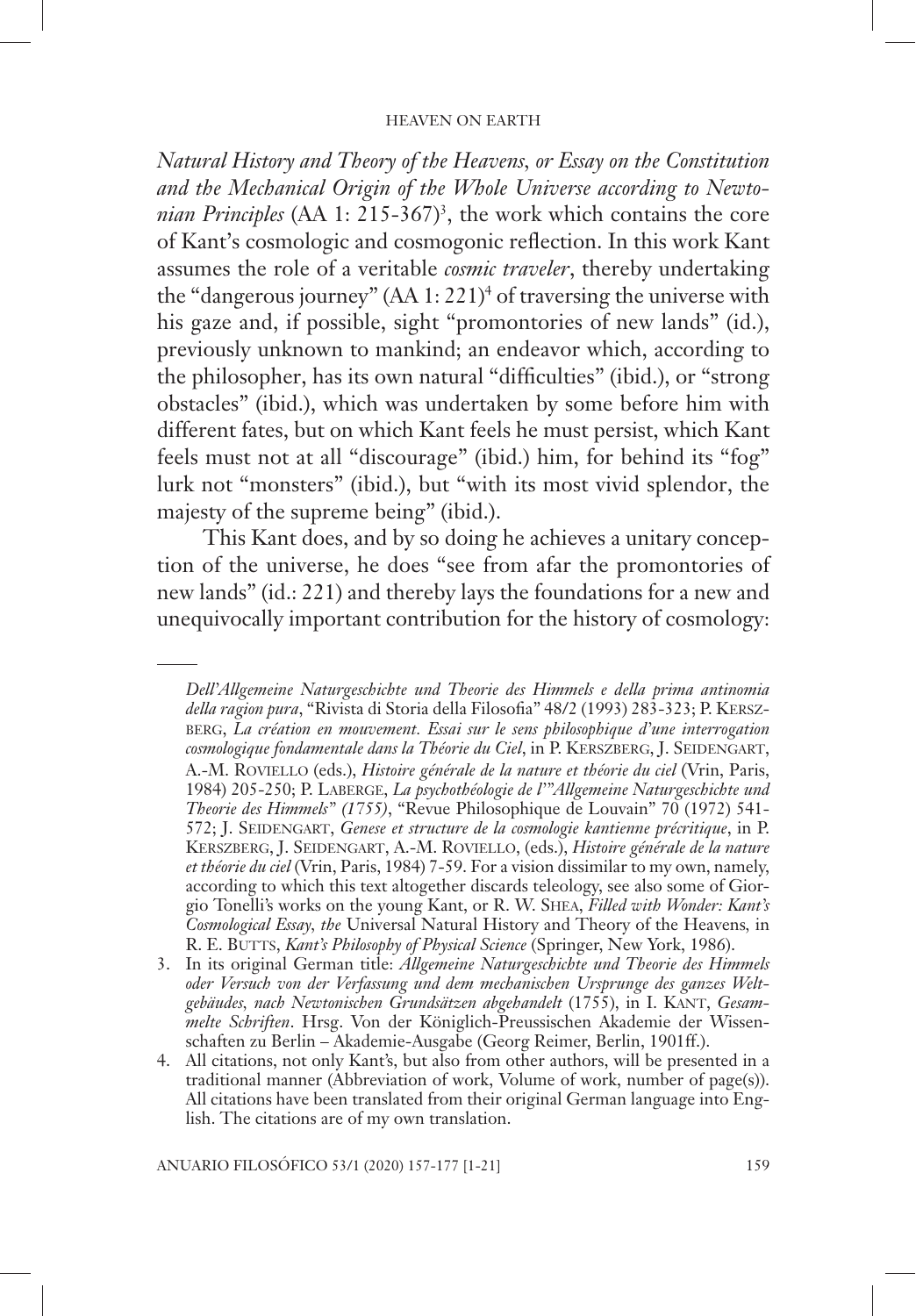*Natural History and Theory of the Heavens, or Essay on the Constitution and the Mechanical Origin of the Whole Universe according to Newtonian Principles* (AA 1: 215-367)[3], the work which contains the core of Kant's cosmologic and cosmogonic reflection. In this work Kant assumes the role of a veritable *cosmic traveler*, thereby undertaking the "dangerous journey" (AA 1: 221)[4] of traversing the universe with his gaze and, if possible, sight "promontories of new lands" (id.), previously unknown to mankind; an endeavor which, according to the philosopher, has its own natural "difficulties" (ibid.), or "strong obstacles" (ibid.), which was undertaken by some before him with different fates, but on which Kant feels he must persist, which Kant feels must not at all "discourage" (ibid.) him, for behind its "fog" lurk not "monsters" (ibid.), but "with its most vivid splendor, the majesty of the supreme being" (ibid.).

This Kant does, and by so doing he achieves a unitary conception of the universe, he does "see from afar the promontories of new lands" (id.: 221) and thereby lays the foundations for a new and unequivocally important contribution for the history of cosmology:

---

*Dell'Allgemeine Naturgeschichte und Theorie des Himmels e della prima antinomia della ragion pura*, "Rivista di Storia della Filosofia" 48/2 (1993) 283-323; P. Kerszberg, *La création en mouvement. Essai sur le sens philosophique d'une interrogation cosmologique fondamentale dans la Théorie du Ciel*, in P. Kerszberg, J. Seidengart, A.-M. Roviello (eds.), *Histoire générale de la nature et théorie du ciel* (Vrin, Paris, 1984) 205-250; P. Laberge, *La psychothéologie de l'"Allgemeine Naturgeschichte und Theorie des Himmels" (1755)*, "Revue Philosophique de Louvain" 70 (1972) 541-572; J. Seidengart, *Genese et structure de la cosmologie kantienne précritique*, in P. Kerszberg, J. Seidengart, A.-M. Roviello, (eds.), *Histoire générale de la nature et théorie du ciel* (Vrin, Paris, 1984) 7-59. For a vision dissimilar to my own, namely, according to which this text altogether discards teleology, see also some of Giorgio Tonelli's works on the young Kant, or R. W. Shea, *Filled with Wonder: Kant's Cosmological Essay, the* Universal Natural History and Theory of the Heavens, in R. E. Butts, *Kant's Philosophy of Physical Science* (Springer, New York, 1986).

3. In its original German title: *Allgemeine Naturgeschichte und Theorie des Himmels oder Versuch von der Verfassung und dem mechanischen Ursprunge des ganzes Weltgebäudes, nach Newtonischen Grundsätzen abgehandelt* (1755), in I. Kant, *Gesammelte Schriften*. Hrsg. Von der Königlich-Preussischen Akademie der Wissenschaften zu Berlin – Akademie-Ausgabe (Georg Reimer, Berlin, 1901ff.).

4. All citations, not only Kant's, but also from other authors, will be presented in a traditional manner (Abbreviation of work, Volume of work, number of page(s)). All citations have been translated from their original German language into English. The citations are of my own translation.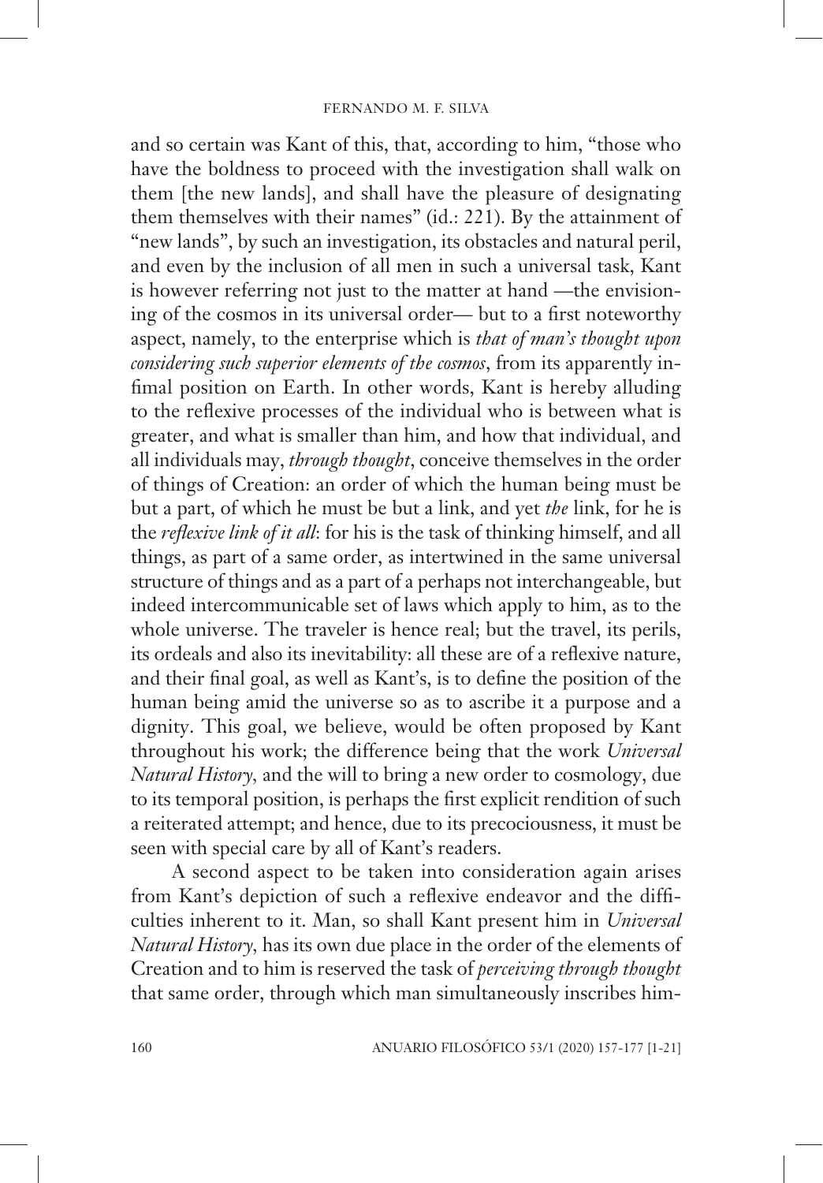and so certain was Kant of this, that, according to him, "those who have the boldness to proceed with the investigation shall walk on them [the new lands], and shall have the pleasure of designating them themselves with their names" (id.: 221). By the attainment of "new lands", by such an investigation, its obstacles and natural peril, and even by the inclusion of all men in such a universal task, Kant is however referring not just to the matter at hand —the envisioning of the cosmos in its universal order— but to a first noteworthy aspect, namely, to the enterprise which is *that of man's thought upon considering such superior elements of the cosmos*, from its apparently infimal position on Earth. In other words, Kant is hereby alluding to the reflexive processes of the individual who is between what is greater, and what is smaller than him, and how that individual, and all individuals may, *through thought*, conceive themselves in the order of things of Creation: an order of which the human being must be but a part, of which he must be but a link, and yet *the* link, for he is the *reflexive link of it all*: for his is the task of thinking himself, and all things, as part of a same order, as intertwined in the same universal structure of things and as a part of a perhaps not interchangeable, but indeed intercommunicable set of laws which apply to him, as to the whole universe. The traveler is hence real; but the travel, its perils, its ordeals and also its inevitability: all these are of a reflexive nature, and their final goal, as well as Kant's, is to define the position of the human being amid the universe so as to ascribe it a purpose and a dignity. This goal, we believe, would be often proposed by Kant throughout his work; the difference being that the work *Universal Natural History,* and the will to bring a new order to cosmology, due to its temporal position, is perhaps the first explicit rendition of such a reiterated attempt; and hence, due to its precociousness, it must be seen with special care by all of Kant's readers.

A second aspect to be taken into consideration again arises from Kant's depiction of such a reflexive endeavor and the difficulties inherent to it. Man, so shall Kant present him in *Universal Natural History,* has its own due place in the order of the elements of Creation and to him is reserved the task of *perceiving through thought* that same order, through which man simultaneously inscribes him-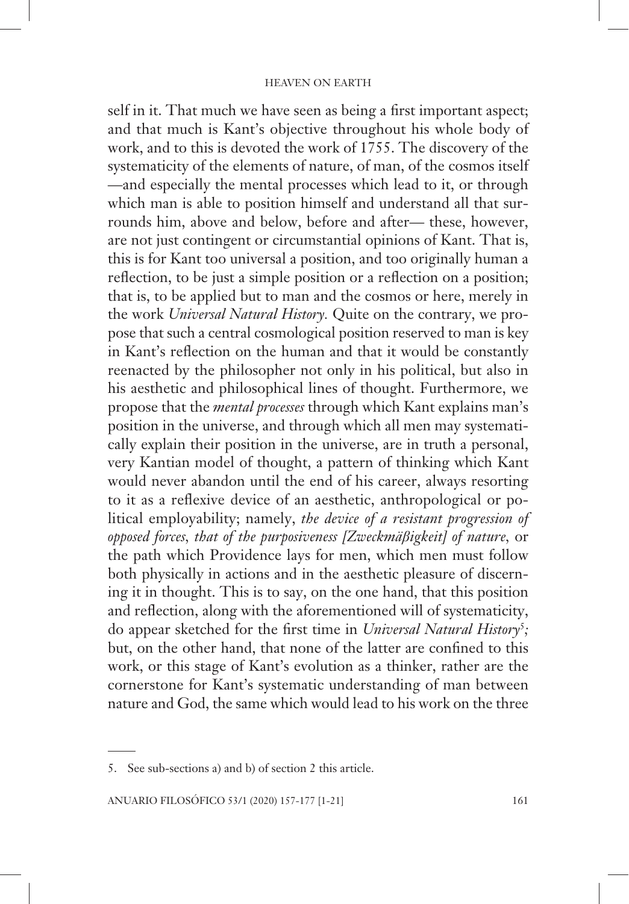self in it. That much we have seen as being a first important aspect; and that much is Kant's objective throughout his whole body of work, and to this is devoted the work of 1755. The discovery of the systematicity of the elements of nature, of man, of the cosmos itself —and especially the mental processes which lead to it, or through which man is able to position himself and understand all that surrounds him, above and below, before and after— these, however, are not just contingent or circumstantial opinions of Kant. That is, this is for Kant too universal a position, and too originally human a reflection, to be just a simple position or a reflection on a position; that is, to be applied but to man and the cosmos or here, merely in the work *Universal Natural History*. Quite on the contrary, we propose that such a central cosmological position reserved to man is key in Kant's reflection on the human and that it would be constantly reenacted by the philosopher not only in his political, but also in his aesthetic and philosophical lines of thought. Furthermore, we propose that the *mental processes* through which Kant explains man's position in the universe, and through which all men may systematically explain their position in the universe, are in truth a personal, very Kantian model of thought, a pattern of thinking which Kant would never abandon until the end of his career, always resorting to it as a reflexive device of an aesthetic, anthropological or political employability; namely, *the device of a resistant progression of opposed forces*, *that of the purposiveness [Zweckmäßigkeit] of nature*, or the path which Providence lays for men, which men must follow both physically in actions and in the aesthetic pleasure of discerning it in thought. This is to say, on the one hand, that this position and reflection, along with the aforementioned will of systematicity, do appear sketched for the first time in *Universal Natural History*[5]; but, on the other hand, that none of the latter are confined to this work, or this stage of Kant's evolution as a thinker, rather are the cornerstone for Kant's systematic understanding of man between nature and God, the same which would lead to his work on the three

5. See sub-sections a) and b) of section 2 this article.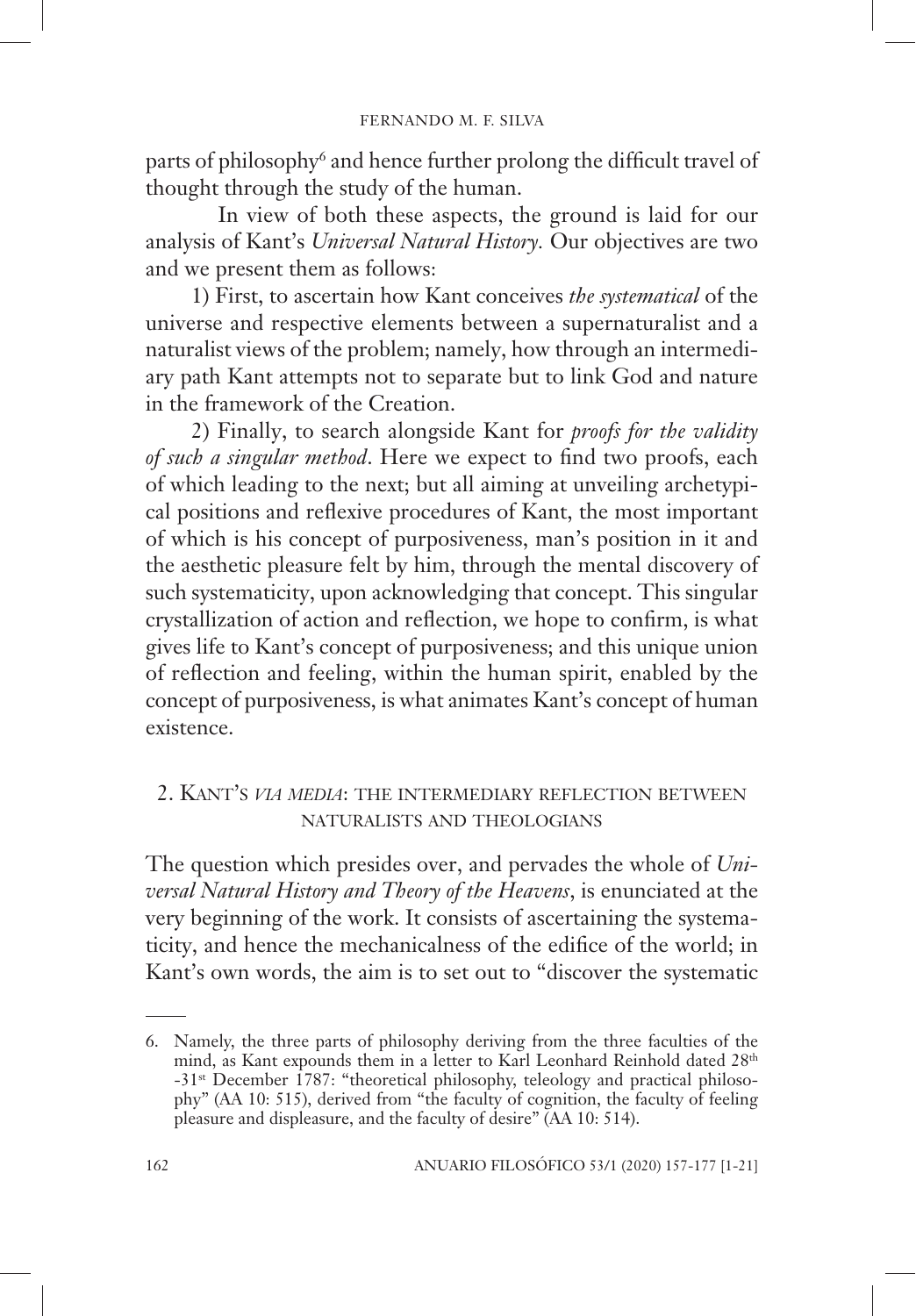parts of philosophy[6] and hence further prolong the difficult travel of thought through the study of the human.

In view of both these aspects, the ground is laid for our analysis of Kant's *Universal Natural History.* Our objectives are two and we present them as follows:

1) First, to ascertain how Kant conceives *the systematical* of the universe and respective elements between a supernaturalist and a naturalist views of the problem; namely, how through an intermediary path Kant attempts not to separate but to link God and nature in the framework of the Creation.

2) Finally, to search alongside Kant for *proofs for the validity of such a singular method*. Here we expect to find two proofs, each of which leading to the next; but all aiming at unveiling archetypical positions and reflexive procedures of Kant, the most important of which is his concept of purposiveness, man's position in it and the aesthetic pleasure felt by him, through the mental discovery of such systematicity, upon acknowledging that concept. This singular crystallization of action and reflection, we hope to confirm, is what gives life to Kant's concept of purposiveness; and this unique union of reflection and feeling, within the human spirit, enabled by the concept of purposiveness, is what animates Kant's concept of human existence.

## 2. Kant's *via media*: the intermediary reflection between naturalists and theologians

The question which presides over, and pervades the whole of *Universal Natural History and Theory of the Heavens*, is enunciated at the very beginning of the work. It consists of ascertaining the systematicity, and hence the mechanicalness of the edifice of the world; in Kant's own words, the aim is to set out to "discover the systematic

---

6. Namely, the three parts of philosophy deriving from the three faculties of the mind, as Kant expounds them in a letter to Karl Leonhard Reinhold dated 28th -31st December 1787: "theoretical philosophy, teleology and practical philosophy" (AA 10: 515), derived from "the faculty of cognition, the faculty of feeling pleasure and displeasure, and the faculty of desire" (AA 10: 514).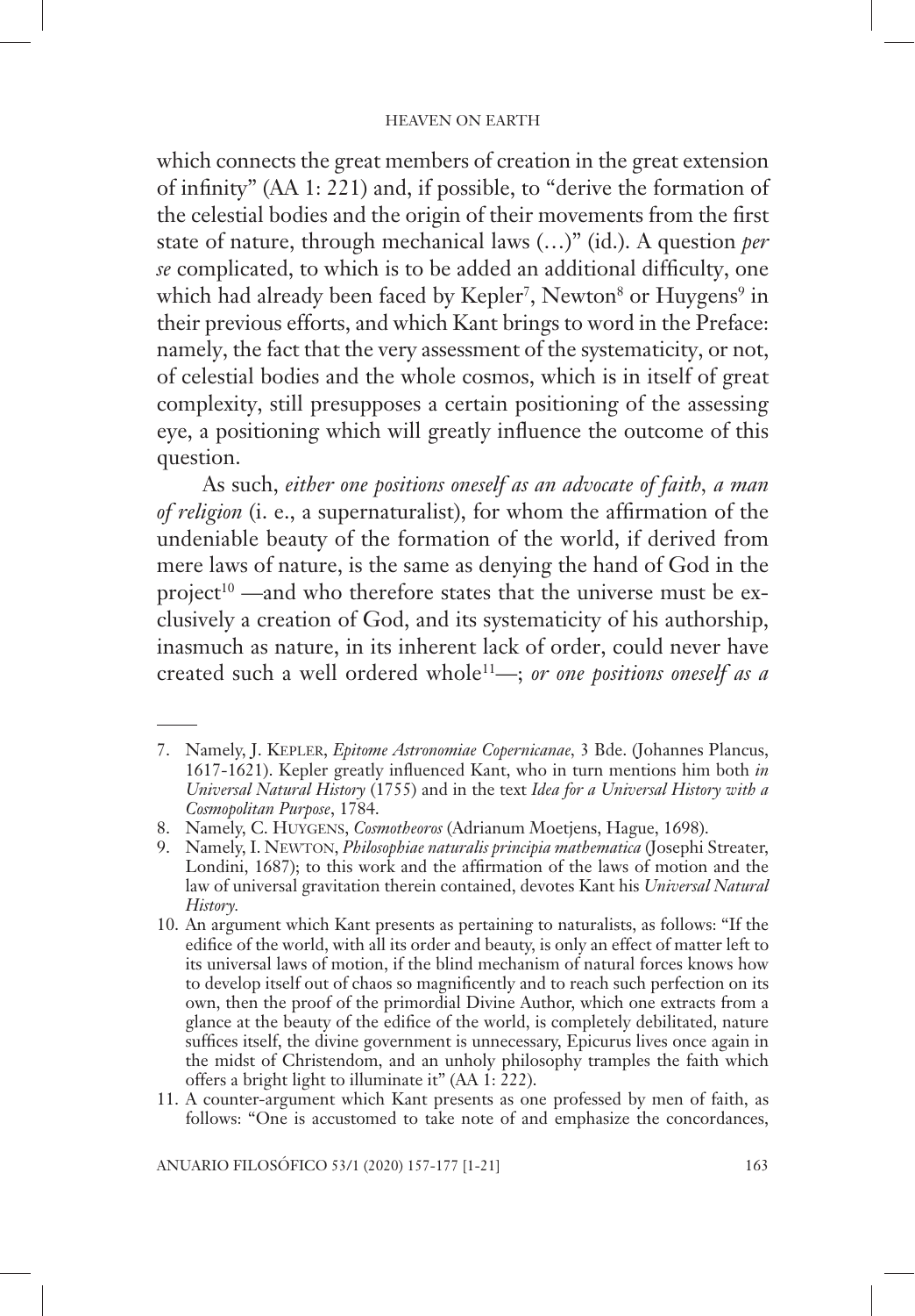which connects the great members of creation in the great extension of infinity" (AA 1: 221) and, if possible, to "derive the formation of the celestial bodies and the origin of their movements from the first state of nature, through mechanical laws (…)" (id.). A question *per se* complicated, to which is to be added an additional difficulty, one which had already been faced by Kepler[7], Newton[8] or Huygens[9] in their previous efforts, and which Kant brings to word in the Preface: namely, the fact that the very assessment of the systematicity, or not, of celestial bodies and the whole cosmos, which is in itself of great complexity, still presupposes a certain positioning of the assessing eye, a positioning which will greatly influence the outcome of this question.

As such, *either one positions oneself as an advocate of faith, a man of religion* (i. e., a supernaturalist), for whom the affirmation of the undeniable beauty of the formation of the world, if derived from mere laws of nature, is the same as denying the hand of God in the project[10] —and who therefore states that the universe must be exclusively a creation of God, and its systematicity of his authorship, inasmuch as nature, in its inherent lack of order, could never have created such a well ordered whole[11]—; *or one positions oneself as a*

---

7. Namely, J. Kepler, *Epitome Astronomiae Copernicanae,* 3 Bde. (Johannes Plancus, 1617-1621). Kepler greatly influenced Kant, who in turn mentions him both *in Universal Natural History* (1755) and in the text *Idea for a Universal History with a Cosmopolitan Purpose*, 1784.
8. Namely, C. Huygens, *Cosmotheoros* (Adrianum Moetjens, Hague, 1698).
9. Namely, I. Newton, *Philosophiae naturalis principia mathematica* (Josephi Streater, Londini, 1687); to this work and the affirmation of the laws of motion and the law of universal gravitation therein contained, devotes Kant his *Universal Natural History*.
10. An argument which Kant presents as pertaining to naturalists, as follows: "If the edifice of the world, with all its order and beauty, is only an effect of matter left to its universal laws of motion, if the blind mechanism of natural forces knows how to develop itself out of chaos so magnificently and to reach such perfection on its own, then the proof of the primordial Divine Author, which one extracts from a glance at the beauty of the edifice of the world, is completely debilitated, nature suffices itself, the divine government is unnecessary, Epicurus lives once again in the midst of Christendom, and an unholy philosophy tramples the faith which offers a bright light to illuminate it" (AA 1: 222).
11. A counter-argument which Kant presents as one professed by men of faith, as follows: "One is accustomed to take note of and emphasize the concordances,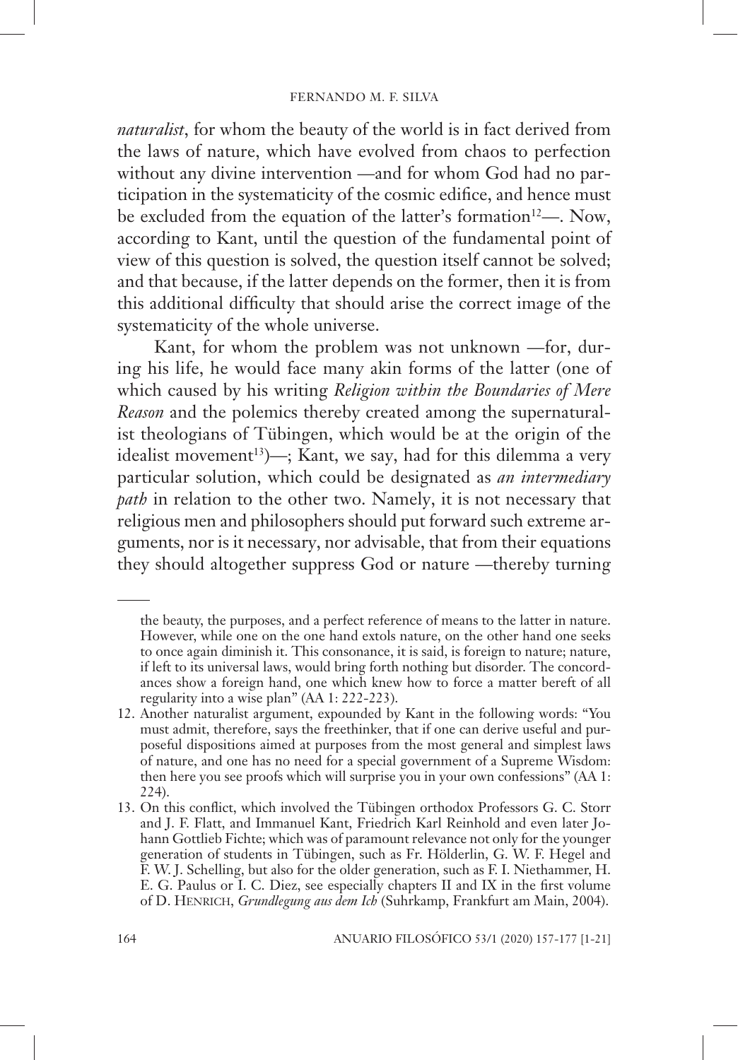*naturalist*, for whom the beauty of the world is in fact derived from the laws of nature, which have evolved from chaos to perfection without any divine intervention —and for whom God had no participation in the systematicity of the cosmic edifice, and hence must be excluded from the equation of the latter's formation[12]—. Now, according to Kant, until the question of the fundamental point of view of this question is solved, the question itself cannot be solved; and that because, if the latter depends on the former, then it is from this additional difficulty that should arise the correct image of the systematicity of the whole universe.

Kant, for whom the problem was not unknown —for, during his life, he would face many akin forms of the latter (one of which caused by his writing *Religion within the Boundaries of Mere Reason* and the polemics thereby created among the supernaturalist theologians of Tübingen, which would be at the origin of the idealist movement[13])—; Kant, we say, had for this dilemma a very particular solution, which could be designated as *an intermediary path* in relation to the other two. Namely, it is not necessary that religious men and philosophers should put forward such extreme arguments, nor is it necessary, nor advisable, that from their equations they should altogether suppress God or nature —thereby turning

---

the beauty, the purposes, and a perfect reference of means to the latter in nature. However, while one on the one hand extols nature, on the other hand one seeks to once again diminish it. This consonance, it is said, is foreign to nature; nature, if left to its universal laws, would bring forth nothing but disorder. The concordances show a foreign hand, one which knew how to force a matter bereft of all regularity into a wise plan" (AA 1: 222-223).

12. Another naturalist argument, expounded by Kant in the following words: "You must admit, therefore, says the freethinker, that if one can derive useful and purposeful dispositions aimed at purposes from the most general and simplest laws of nature, and one has no need for a special government of a Supreme Wisdom: then here you see proofs which will surprise you in your own confessions" (AA 1: 224).

13. On this conflict, which involved the Tübingen orthodox Professors G. C. Storr and J. F. Flatt, and Immanuel Kant, Friedrich Karl Reinhold and even later Johann Gottlieb Fichte; which was of paramount relevance not only for the younger generation of students in Tübingen, such as Fr. Hölderlin, G. W. F. Hegel and F. W. J. Schelling, but also for the older generation, such as F. I. Niethammer, H. E. G. Paulus or I. C. Diez, see especially chapters II and IX in the first volume of D. Henrich, *Grundlegung aus dem Ich* (Suhrkamp, Frankfurt am Main, 2004).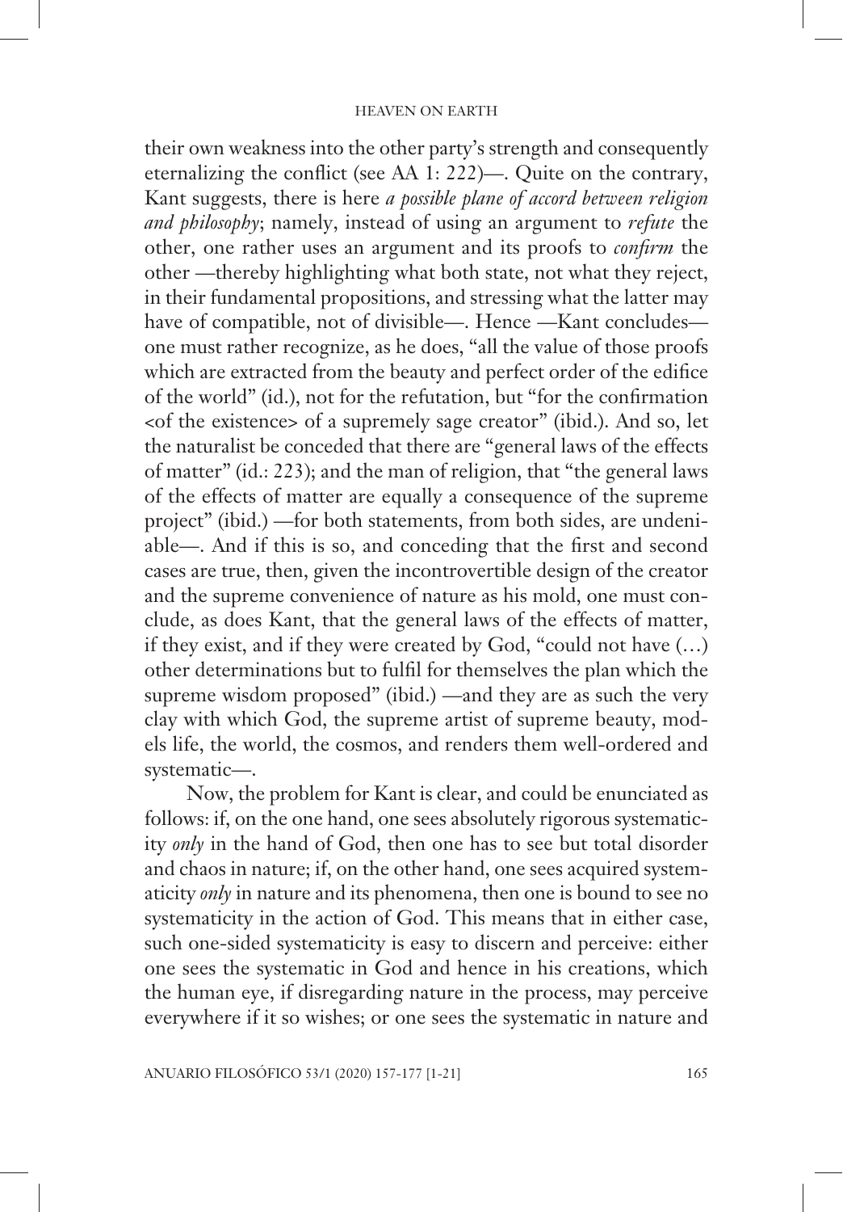their own weakness into the other party's strength and consequently eternalizing the conflict (see AA 1: 222)—. Quite on the contrary, Kant suggests, there is here *a possible plane of accord between religion and philosophy*; namely, instead of using an argument to *refute* the other, one rather uses an argument and its proofs to *confirm* the other —thereby highlighting what both state, not what they reject, in their fundamental propositions, and stressing what the latter may have of compatible, not of divisible—. Hence —Kant concludes— one must rather recognize, as he does, "all the value of those proofs which are extracted from the beauty and perfect order of the edifice of the world" (id.), not for the refutation, but "for the confirmation <of the existence> of a supremely sage creator" (ibid.). And so, let the naturalist be conceded that there are "general laws of the effects of matter" (id.: 223); and the man of religion, that "the general laws of the effects of matter are equally a consequence of the supreme project" (ibid.) —for both statements, from both sides, are undeniable—. And if this is so, and conceding that the first and second cases are true, then, given the incontrovertible design of the creator and the supreme convenience of nature as his mold, one must conclude, as does Kant, that the general laws of the effects of matter, if they exist, and if they were created by God, "could not have (…) other determinations but to fulfil for themselves the plan which the supreme wisdom proposed" (ibid.) —and they are as such the very clay with which God, the supreme artist of supreme beauty, models life, the world, the cosmos, and renders them well-ordered and systematic—.

Now, the problem for Kant is clear, and could be enunciated as follows: if, on the one hand, one sees absolutely rigorous systematicity *only* in the hand of God, then one has to see but total disorder and chaos in nature; if, on the other hand, one sees acquired systematicity *only* in nature and its phenomena, then one is bound to see no systematicity in the action of God. This means that in either case, such one-sided systematicity is easy to discern and perceive: either one sees the systematic in God and hence in his creations, which the human eye, if disregarding nature in the process, may perceive everywhere if it so wishes; or one sees the systematic in nature and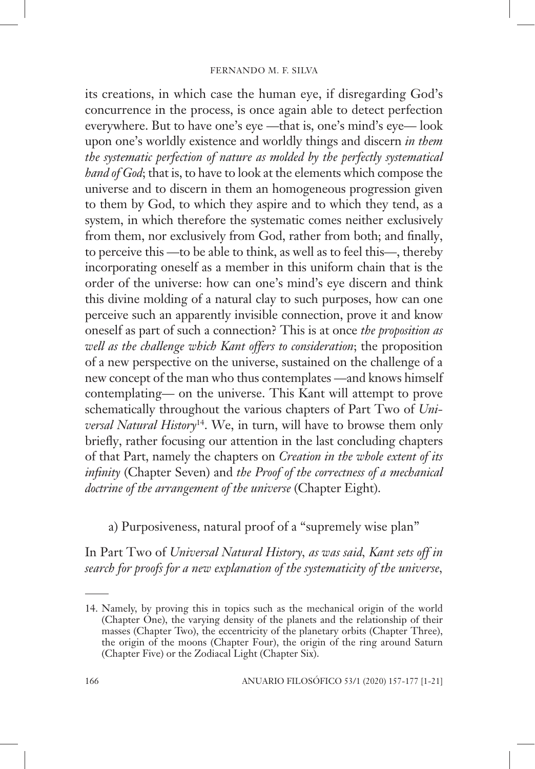its creations, in which case the human eye, if disregarding God's concurrence in the process, is once again able to detect perfection everywhere. But to have one's eye —that is, one's mind's eye— look upon one's worldly existence and worldly things and discern *in them the systematic perfection of nature as molded by the perfectly systematical hand of God*; that is, to have to look at the elements which compose the universe and to discern in them an homogeneous progression given to them by God, to which they aspire and to which they tend, as a system, in which therefore the systematic comes neither exclusively from them, nor exclusively from God, rather from both; and finally, to perceive this —to be able to think, as well as to feel this—, thereby incorporating oneself as a member in this uniform chain that is the order of the universe: how can one's mind's eye discern and think this divine molding of a natural clay to such purposes, how can one perceive such an apparently invisible connection, prove it and know oneself as part of such a connection? This is at once *the proposition as well as the challenge which Kant offers to consideration*; the proposition of a new perspective on the universe, sustained on the challenge of a new concept of the man who thus contemplates —and knows himself contemplating— on the universe. This Kant will attempt to prove schematically throughout the various chapters of Part Two of *Universal Natural History*[14]. We, in turn, will have to browse them only briefly, rather focusing our attention in the last concluding chapters of that Part, namely the chapters on *Creation in the whole extent of its infinity* (Chapter Seven) and *the Proof of the correctness of a mechanical doctrine of the arrangement of the universe* (Chapter Eight).

### a) Purposiveness, natural proof of a "supremely wise plan"

In Part Two of *Universal Natural History, as was said, Kant sets off in search for proofs for a new explanation of the systematicity of the universe,*

---

14. Namely, by proving this in topics such as the mechanical origin of the world (Chapter One), the varying density of the planets and the relationship of their masses (Chapter Two), the eccentricity of the planetary orbits (Chapter Three), the origin of the moons (Chapter Four), the origin of the ring around Saturn (Chapter Five) or the Zodiacal Light (Chapter Six).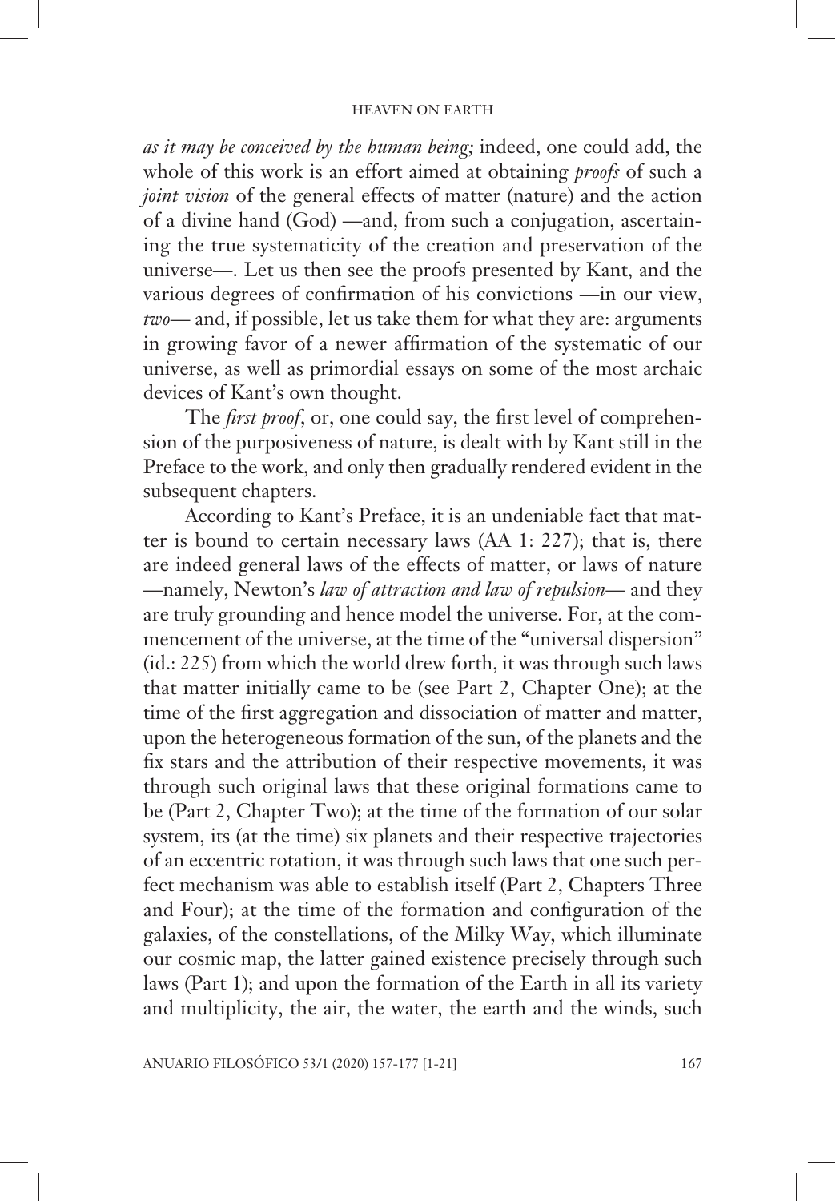*as it may be conceived by the human being;* indeed, one could add, the whole of this work is an effort aimed at obtaining *proofs* of such a *joint vision* of the general effects of matter (nature) and the action of a divine hand (God) —and, from such a conjugation, ascertaining the true systematicity of the creation and preservation of the universe—. Let us then see the proofs presented by Kant, and the various degrees of confirmation of his convictions —in our view, *two*— and, if possible, let us take them for what they are: arguments in growing favor of a newer affirmation of the systematic of our universe, as well as primordial essays on some of the most archaic devices of Kant's own thought.

The *first proof*, or, one could say, the first level of comprehension of the purposiveness of nature, is dealt with by Kant still in the Preface to the work, and only then gradually rendered evident in the subsequent chapters.

According to Kant's Preface, it is an undeniable fact that matter is bound to certain necessary laws (AA 1: 227); that is, there are indeed general laws of the effects of matter, or laws of nature —namely, Newton's *law of attraction and law of repulsion*— and they are truly grounding and hence model the universe. For, at the commencement of the universe, at the time of the "universal dispersion" (id.: 225) from which the world drew forth, it was through such laws that matter initially came to be (see Part 2, Chapter One); at the time of the first aggregation and dissociation of matter and matter, upon the heterogeneous formation of the sun, of the planets and the fix stars and the attribution of their respective movements, it was through such original laws that these original formations came to be (Part 2, Chapter Two); at the time of the formation of our solar system, its (at the time) six planets and their respective trajectories of an eccentric rotation, it was through such laws that one such perfect mechanism was able to establish itself (Part 2, Chapters Three and Four); at the time of the formation and configuration of the galaxies, of the constellations, of the Milky Way, which illuminate our cosmic map, the latter gained existence precisely through such laws (Part 1); and upon the formation of the Earth in all its variety and multiplicity, the air, the water, the earth and the winds, such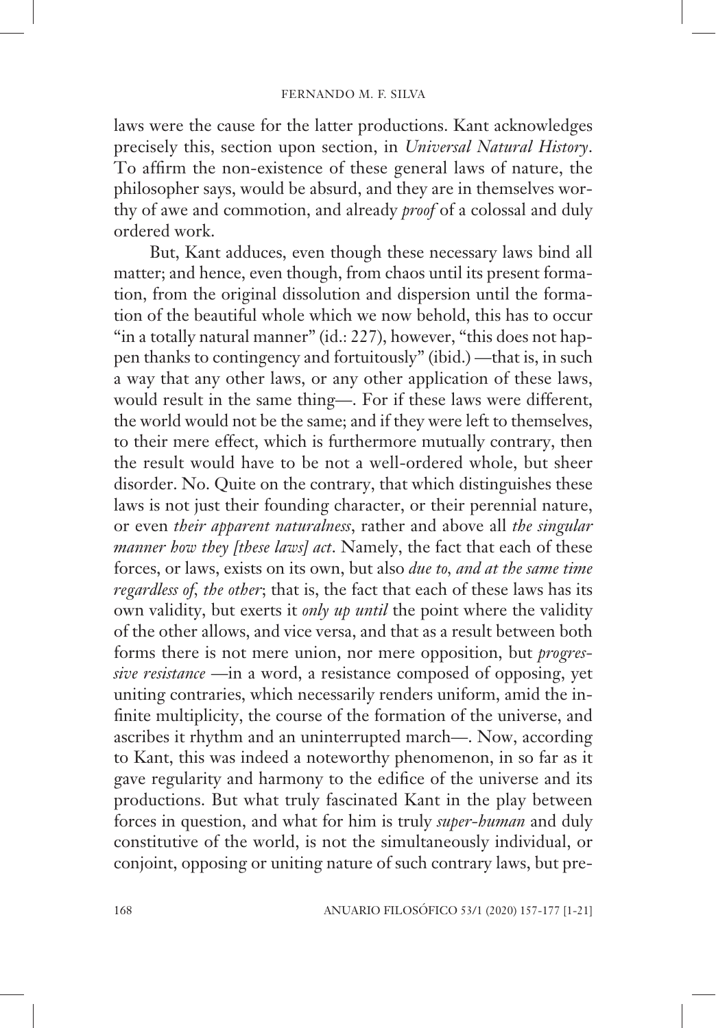laws were the cause for the latter productions. Kant acknowledges precisely this, section upon section, in *Universal Natural History*. To affirm the non-existence of these general laws of nature, the philosopher says, would be absurd, and they are in themselves worthy of awe and commotion, and already *proof* of a colossal and duly ordered work.

But, Kant adduces, even though these necessary laws bind all matter; and hence, even though, from chaos until its present formation, from the original dissolution and dispersion until the formation of the beautiful whole which we now behold, this has to occur "in a totally natural manner" (id.: 227), however, "this does not happen thanks to contingency and fortuitously" (ibid.) —that is, in such a way that any other laws, or any other application of these laws, would result in the same thing—. For if these laws were different, the world would not be the same; and if they were left to themselves, to their mere effect, which is furthermore mutually contrary, then the result would have to be not a well-ordered whole, but sheer disorder. No. Quite on the contrary, that which distinguishes these laws is not just their founding character, or their perennial nature, or even *their apparent naturalness*, rather and above all *the singular manner how they [these laws] act*. Namely, the fact that each of these forces, or laws, exists on its own, but also *due to, and at the same time regardless of, the other*; that is, the fact that each of these laws has its own validity, but exerts it *only up until* the point where the validity of the other allows, and vice versa, and that as a result between both forms there is not mere union, nor mere opposition, but *progressive resistance* —in a word, a resistance composed of opposing, yet uniting contraries, which necessarily renders uniform, amid the infinite multiplicity, the course of the formation of the universe, and ascribes it rhythm and an uninterrupted march—. Now, according to Kant, this was indeed a noteworthy phenomenon, in so far as it gave regularity and harmony to the edifice of the universe and its productions. But what truly fascinated Kant in the play between forces in question, and what for him is truly *super-human* and duly constitutive of the world, is not the simultaneously individual, or conjoint, opposing or uniting nature of such contrary laws, but pre-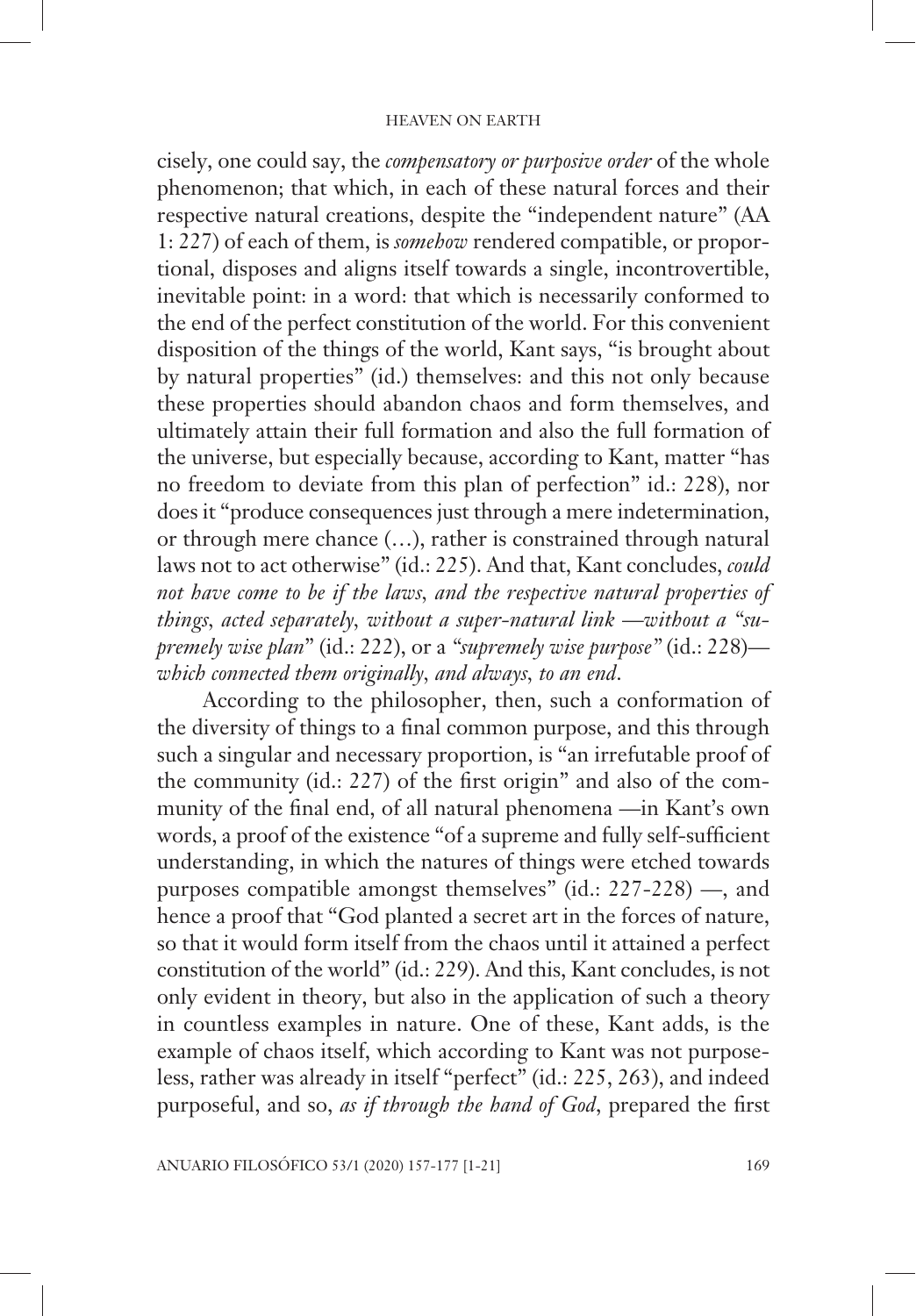cisely, one could say, the *compensatory or purposive order* of the whole phenomenon; that which, in each of these natural forces and their respective natural creations, despite the "independent nature" (AA 1: 227) of each of them, is *somehow* rendered compatible, or proportional, disposes and aligns itself towards a single, incontrovertible, inevitable point: in a word: that which is necessarily conformed to the end of the perfect constitution of the world. For this convenient disposition of the things of the world, Kant says, "is brought about by natural properties" (id.) themselves: and this not only because these properties should abandon chaos and form themselves, and ultimately attain their full formation and also the full formation of the universe, but especially because, according to Kant, matter "has no freedom to deviate from this plan of perfection" id.: 228), nor does it "produce consequences just through a mere indetermination, or through mere chance (…), rather is constrained through natural laws not to act otherwise" (id.: 225). And that, Kant concludes, *could not have come to be if the laws, and the respective natural properties of things, acted separately, without a super-natural link —without a "supremely wise plan"* (id.: 222), or a *"supremely wise purpose"* (id.: 228)— *which connected them originally, and always, to an end*.

According to the philosopher, then, such a conformation of the diversity of things to a final common purpose, and this through such a singular and necessary proportion, is "an irrefutable proof of the community (id.: 227) of the first origin" and also of the community of the final end, of all natural phenomena —in Kant's own words, a proof of the existence "of a supreme and fully self-sufficient understanding, in which the natures of things were etched towards purposes compatible amongst themselves" (id.: 227-228) —, and hence a proof that "God planted a secret art in the forces of nature, so that it would form itself from the chaos until it attained a perfect constitution of the world" (id.: 229). And this, Kant concludes, is not only evident in theory, but also in the application of such a theory in countless examples in nature. One of these, Kant adds, is the example of chaos itself, which according to Kant was not purposeless, rather was already in itself "perfect" (id.: 225, 263), and indeed purposeful, and so, *as if through the hand of God*, prepared the first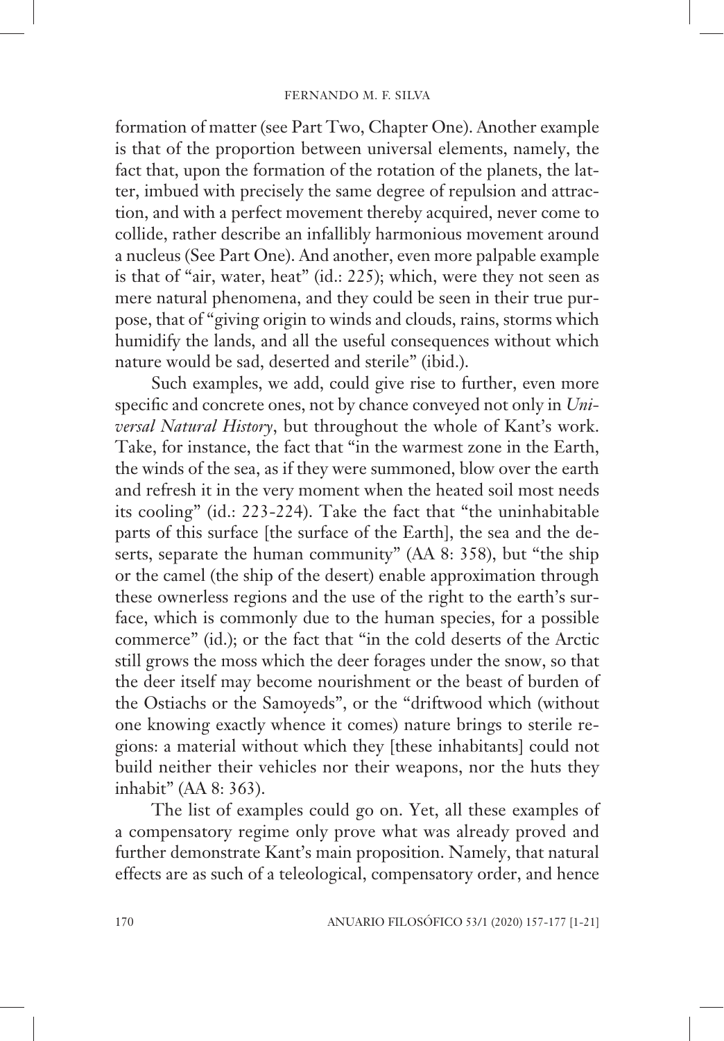formation of matter (see Part Two, Chapter One). Another example is that of the proportion between universal elements, namely, the fact that, upon the formation of the rotation of the planets, the latter, imbued with precisely the same degree of repulsion and attraction, and with a perfect movement thereby acquired, never come to collide, rather describe an infallibly harmonious movement around a nucleus (See Part One). And another, even more palpable example is that of "air, water, heat" (id.: 225); which, were they not seen as mere natural phenomena, and they could be seen in their true purpose, that of "giving origin to winds and clouds, rains, storms which humidify the lands, and all the useful consequences without which nature would be sad, deserted and sterile" (ibid.).

Such examples, we add, could give rise to further, even more specific and concrete ones, not by chance conveyed not only in *Universal Natural History*, but throughout the whole of Kant's work. Take, for instance, the fact that "in the warmest zone in the Earth, the winds of the sea, as if they were summoned, blow over the earth and refresh it in the very moment when the heated soil most needs its cooling" (id.: 223-224). Take the fact that "the uninhabitable parts of this surface [the surface of the Earth], the sea and the deserts, separate the human community" (AA 8: 358), but "the ship or the camel (the ship of the desert) enable approximation through these ownerless regions and the use of the right to the earth's surface, which is commonly due to the human species, for a possible commerce" (id.); or the fact that "in the cold deserts of the Arctic still grows the moss which the deer forages under the snow, so that the deer itself may become nourishment or the beast of burden of the Ostiachs or the Samoyeds", or the "driftwood which (without one knowing exactly whence it comes) nature brings to sterile regions: a material without which they [these inhabitants] could not build neither their vehicles nor their weapons, nor the huts they inhabit" (AA 8: 363).

The list of examples could go on. Yet, all these examples of a compensatory regime only prove what was already proved and further demonstrate Kant's main proposition. Namely, that natural effects are as such of a teleological, compensatory order, and hence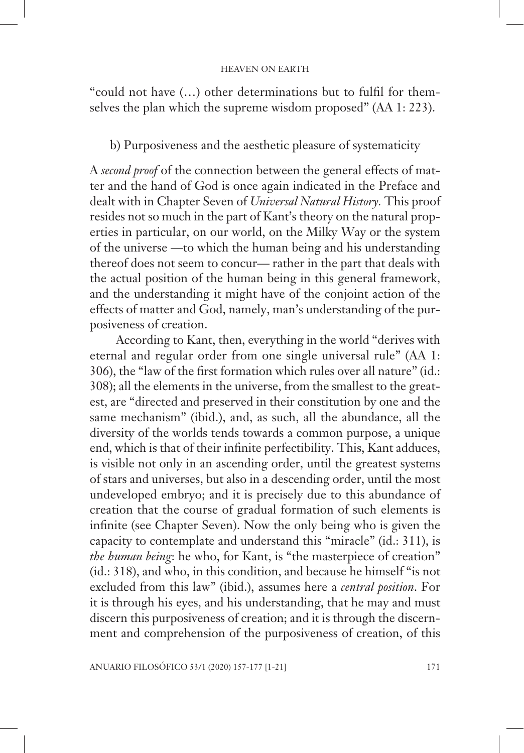"could not have (…) other determinations but to fulfil for themselves the plan which the supreme wisdom proposed" (AA 1: 223).

### b) Purposiveness and the aesthetic pleasure of systematicity

A *second proof* of the connection between the general effects of matter and the hand of God is once again indicated in the Preface and dealt with in Chapter Seven of *Universal Natural History.* This proof resides not so much in the part of Kant's theory on the natural properties in particular, on our world, on the Milky Way or the system of the universe —to which the human being and his understanding thereof does not seem to concur— rather in the part that deals with the actual position of the human being in this general framework, and the understanding it might have of the conjoint action of the effects of matter and God, namely, man's understanding of the purposiveness of creation.

According to Kant, then, everything in the world "derives with eternal and regular order from one single universal rule" (AA 1: 306), the "law of the first formation which rules over all nature" (id.: 308); all the elements in the universe, from the smallest to the greatest, are "directed and preserved in their constitution by one and the same mechanism" (ibid.), and, as such, all the abundance, all the diversity of the worlds tends towards a common purpose, a unique end, which is that of their infinite perfectibility. This, Kant adduces, is visible not only in an ascending order, until the greatest systems of stars and universes, but also in a descending order, until the most undeveloped embryo; and it is precisely due to this abundance of creation that the course of gradual formation of such elements is infinite (see Chapter Seven). Now the only being who is given the capacity to contemplate and understand this "miracle" (id.: 311), is *the human being*: he who, for Kant, is "the masterpiece of creation" (id.: 318), and who, in this condition, and because he himself "is not excluded from this law" (ibid.), assumes here a *central position*. For it is through his eyes, and his understanding, that he may and must discern this purposiveness of creation; and it is through the discernment and comprehension of the purposiveness of creation, of this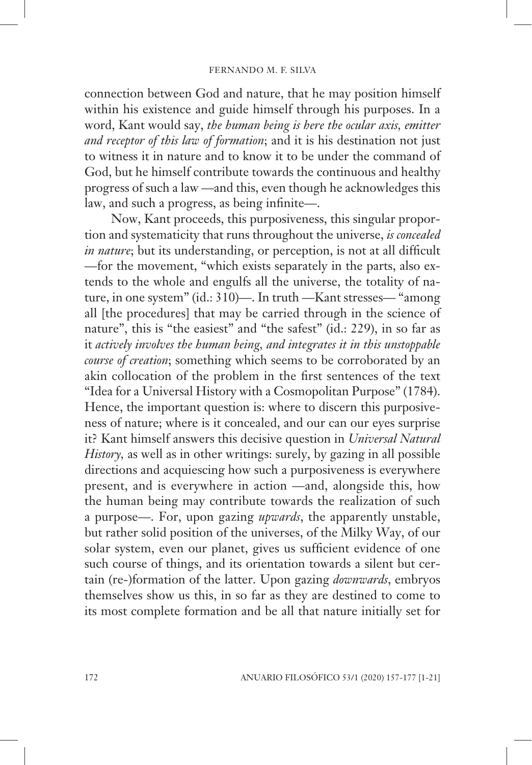connection between God and nature, that he may position himself within his existence and guide himself through his purposes. In a word, Kant would say, *the human being is here the ocular axis, emitter and receptor of this law of formation*; and it is his destination not just to witness it in nature and to know it to be under the command of God, but he himself contribute towards the continuous and healthy progress of such a law —and this, even though he acknowledges this law, and such a progress, as being infinite—.

Now, Kant proceeds, this purposiveness, this singular proportion and systematicity that runs throughout the universe, *is concealed in nature*; but its understanding, or perception, is not at all difficult —for the movement, "which exists separately in the parts, also extends to the whole and engulfs all the universe, the totality of nature, in one system" (id.: 310)—. In truth —Kant stresses— "among all [the procedures] that may be carried through in the science of nature", this is "the easiest" and "the safest" (id.: 229), in so far as it *actively involves the human being, and integrates it in this unstoppable course of creation*; something which seems to be corroborated by an akin collocation of the problem in the first sentences of the text "Idea for a Universal History with a Cosmopolitan Purpose" (1784). Hence, the important question is: where to discern this purposiveness of nature; where is it concealed, and our can our eyes surprise it? Kant himself answers this decisive question in *Universal Natural History*, as well as in other writings: surely, by gazing in all possible directions and acquiescing how such a purposiveness is everywhere present, and is everywhere in action —and, alongside this, how the human being may contribute towards the realization of such a purpose—. For, upon gazing *upwards*, the apparently unstable, but rather solid position of the universes, of the Milky Way, of our solar system, even our planet, gives us sufficient evidence of one such course of things, and its orientation towards a silent but certain (re-)formation of the latter. Upon gazing *downwards*, embryos themselves show us this, in so far as they are destined to come to its most complete formation and be all that nature initially set for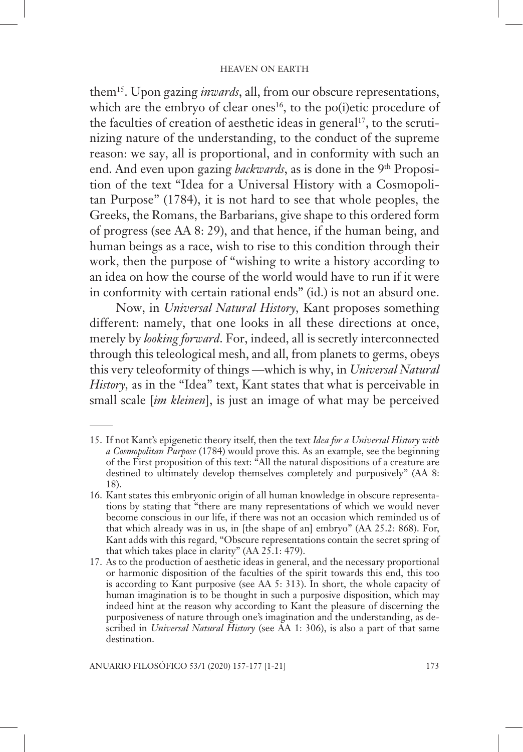them[15]. Upon gazing *inwards*, all, from our obscure representations, which are the embryo of clear ones[16], to the po(i)etic procedure of the faculties of creation of aesthetic ideas in general[17], to the scrutinizing nature of the understanding, to the conduct of the supreme reason: we say, all is proportional, and in conformity with such an end. And even upon gazing *backwards*, as is done in the 9th Proposition of the text "Idea for a Universal History with a Cosmopolitan Purpose" (1784), it is not hard to see that whole peoples, the Greeks, the Romans, the Barbarians, give shape to this ordered form of progress (see AA 8: 29), and that hence, if the human being, and human beings as a race, wish to rise to this condition through their work, then the purpose of "wishing to write a history according to an idea on how the course of the world would have to run if it were in conformity with certain rational ends" (id.) is not an absurd one.

Now, in *Universal Natural History*, Kant proposes something different: namely, that one looks in all these directions at once, merely by *looking forward*. For, indeed, all is secretly interconnected through this teleological mesh, and all, from planets to germs, obeys this very teleoformity of things —which is why, in *Universal Natural History*, as in the "Idea" text, Kant states that what is perceivable in small scale [*im kleinen*], is just an image of what may be perceived

---

15. If not Kant's epigenetic theory itself, then the text *Idea for a Universal History with a Cosmopolitan Purpose* (1784) would prove this. As an example, see the beginning of the First proposition of this text: "All the natural dispositions of a creature are destined to ultimately develop themselves completely and purposively" (AA 8: 18).

16. Kant states this embryonic origin of all human knowledge in obscure representations by stating that "there are many representations of which we would never become conscious in our life, if there was not an occasion which reminded us of that which already was in us, in [the shape of an] embryo" (AA 25.2: 868). For, Kant adds with this regard, "Obscure representations contain the secret spring of that which takes place in clarity" (AA 25.1: 479).

17. As to the production of aesthetic ideas in general, and the necessary proportional or harmonic disposition of the faculties of the spirit towards this end, this too is according to Kant purposive (see AA 5: 313). In short, the whole capacity of human imagination is to be thought in such a purposive disposition, which may indeed hint at the reason why according to Kant the pleasure of discerning the purposiveness of nature through one's imagination and the understanding, as described in *Universal Natural History* (see AA 1: 306), is also a part of that same destination.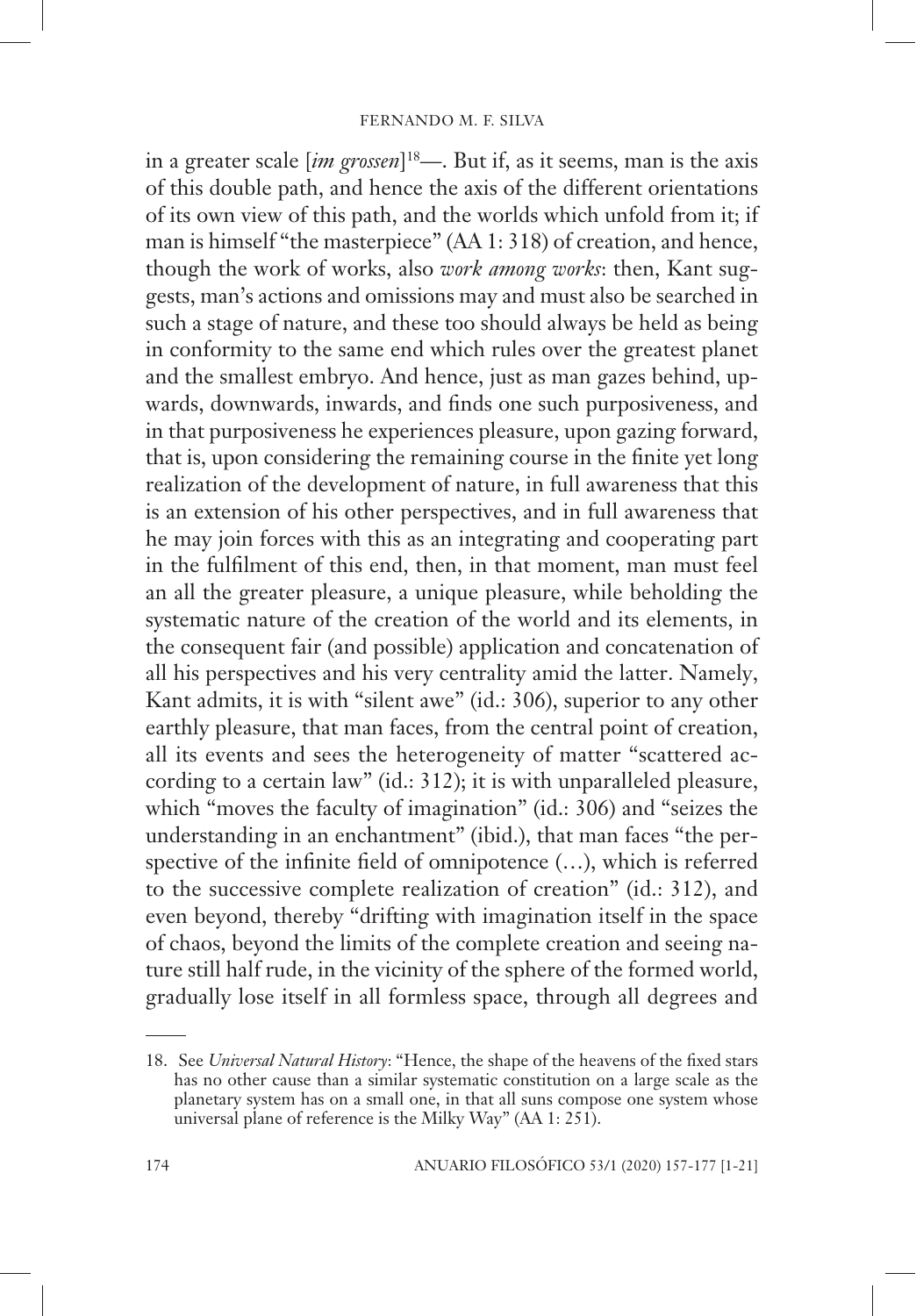in a greater scale [*im grossen*][18]—. But if, as it seems, man is the axis of this double path, and hence the axis of the different orientations of its own view of this path, and the worlds which unfold from it; if man is himself "the masterpiece" (AA 1: 318) of creation, and hence, though the work of works, also *work among works*: then, Kant suggests, man's actions and omissions may and must also be searched in such a stage of nature, and these too should always be held as being in conformity to the same end which rules over the greatest planet and the smallest embryo. And hence, just as man gazes behind, upwards, downwards, inwards, and finds one such purposiveness, and in that purposiveness he experiences pleasure, upon gazing forward, that is, upon considering the remaining course in the finite yet long realization of the development of nature, in full awareness that this is an extension of his other perspectives, and in full awareness that he may join forces with this as an integrating and cooperating part in the fulfilment of this end, then, in that moment, man must feel an all the greater pleasure, a unique pleasure, while beholding the systematic nature of the creation of the world and its elements, in the consequent fair (and possible) application and concatenation of all his perspectives and his very centrality amid the latter. Namely, Kant admits, it is with "silent awe" (id.: 306), superior to any other earthly pleasure, that man faces, from the central point of creation, all its events and sees the heterogeneity of matter "scattered according to a certain law" (id.: 312); it is with unparalleled pleasure, which "moves the faculty of imagination" (id.: 306) and "seizes the understanding in an enchantment" (ibid.), that man faces "the perspective of the infinite field of omnipotence (…), which is referred to the successive complete realization of creation" (id.: 312), and even beyond, thereby "drifting with imagination itself in the space of chaos, beyond the limits of the complete creation and seeing nature still half rude, in the vicinity of the sphere of the formed world, gradually lose itself in all formless space, through all degrees and

---

18. See *Universal Natural History*: "Hence, the shape of the heavens of the fixed stars has no other cause than a similar systematic constitution on a large scale as the planetary system has on a small one, in that all suns compose one system whose universal plane of reference is the Milky Way" (AA 1: 251).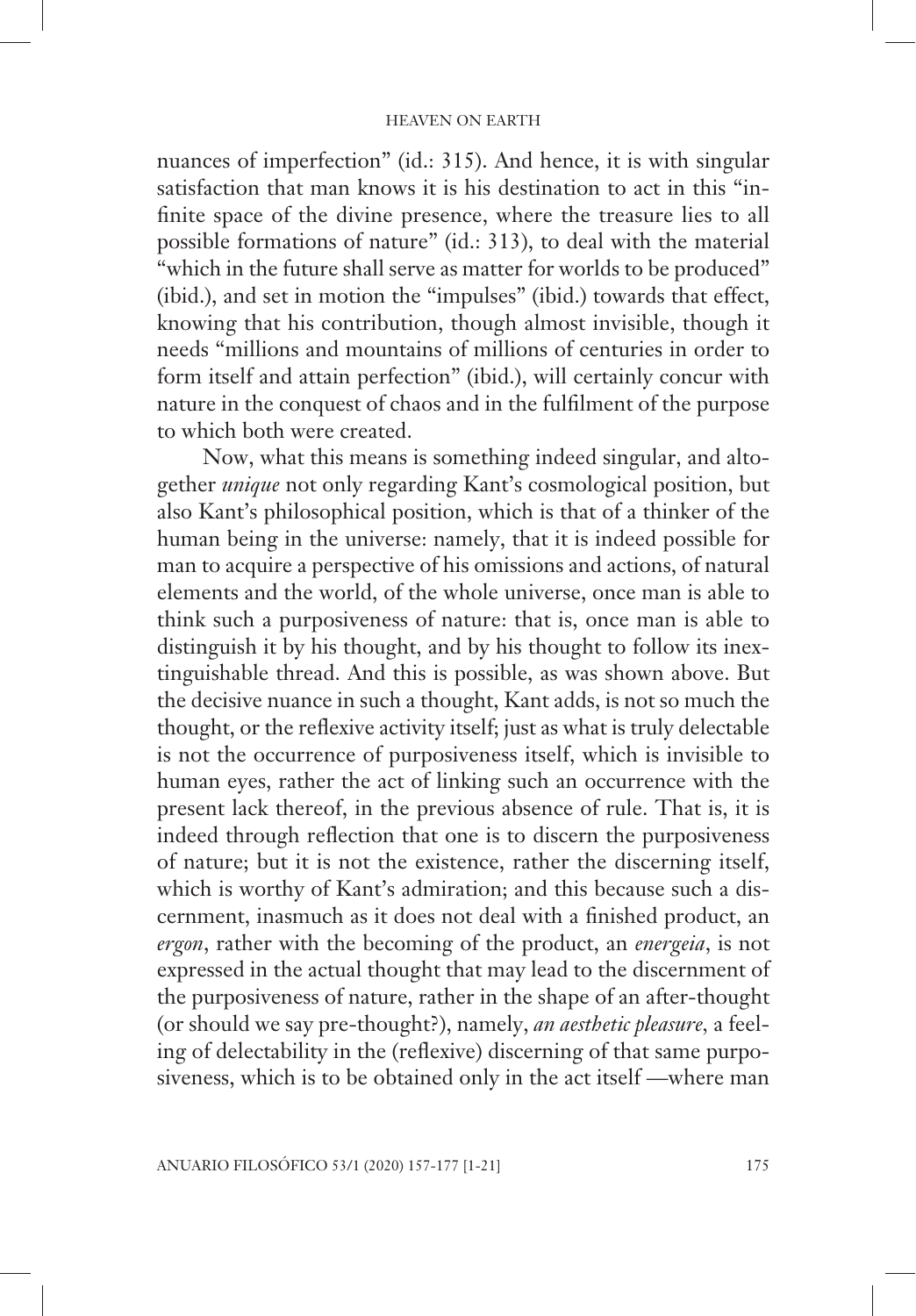nuances of imperfection" (id.: 315). And hence, it is with singular satisfaction that man knows it is his destination to act in this "infinite space of the divine presence, where the treasure lies to all possible formations of nature" (id.: 313), to deal with the material "which in the future shall serve as matter for worlds to be produced" (ibid.), and set in motion the "impulses" (ibid.) towards that effect, knowing that his contribution, though almost invisible, though it needs "millions and mountains of millions of centuries in order to form itself and attain perfection" (ibid.), will certainly concur with nature in the conquest of chaos and in the fulfilment of the purpose to which both were created.

Now, what this means is something indeed singular, and altogether *unique* not only regarding Kant's cosmological position, but also Kant's philosophical position, which is that of a thinker of the human being in the universe: namely, that it is indeed possible for man to acquire a perspective of his omissions and actions, of natural elements and the world, of the whole universe, once man is able to think such a purposiveness of nature: that is, once man is able to distinguish it by his thought, and by his thought to follow its inextinguishable thread. And this is possible, as was shown above. But the decisive nuance in such a thought, Kant adds, is not so much the thought, or the reflexive activity itself; just as what is truly delectable is not the occurrence of purposiveness itself, which is invisible to human eyes, rather the act of linking such an occurrence with the present lack thereof, in the previous absence of rule. That is, it is indeed through reflection that one is to discern the purposiveness of nature; but it is not the existence, rather the discerning itself, which is worthy of Kant's admiration; and this because such a discernment, inasmuch as it does not deal with a finished product, an *ergon*, rather with the becoming of the product, an *energeia*, is not expressed in the actual thought that may lead to the discernment of the purposiveness of nature, rather in the shape of an after-thought (or should we say pre-thought?), namely, *an aesthetic pleasure*, a feeling of delectability in the (reflexive) discerning of that same purposiveness, which is to be obtained only in the act itself —where man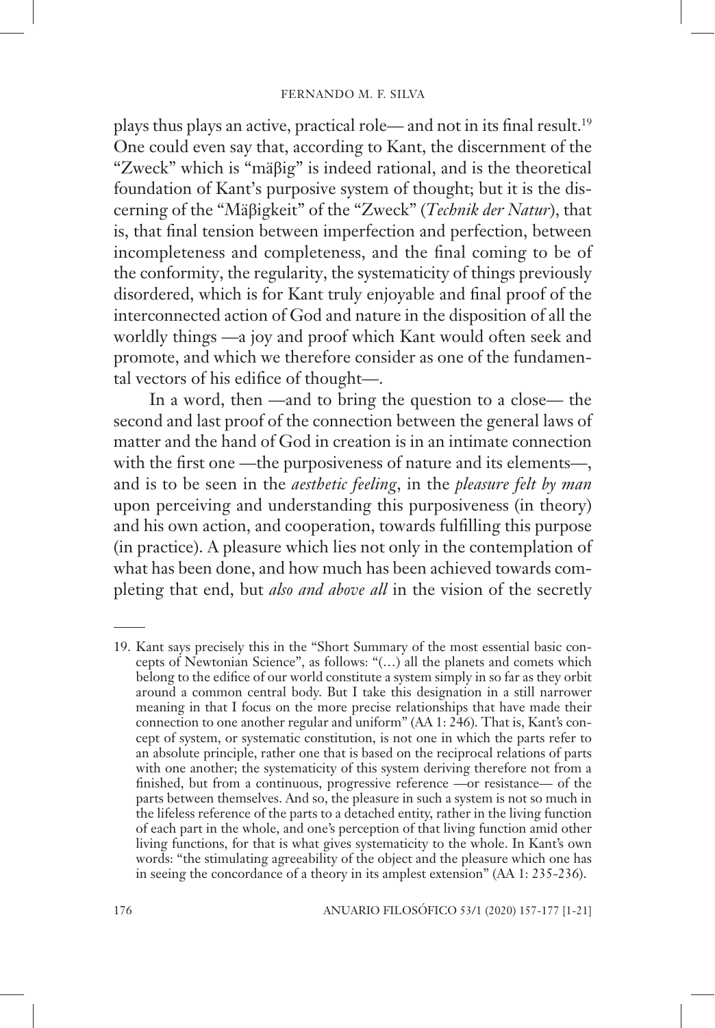plays thus plays an active, practical role— and not in its final result.[19] One could even say that, according to Kant, the discernment of the "Zweck" which is "mäβig" is indeed rational, and is the theoretical foundation of Kant's purposive system of thought; but it is the discerning of the "Mäβigkeit" of the "Zweck" (*Technik der Natur*), that is, that final tension between imperfection and perfection, between incompleteness and completeness, and the final coming to be of the conformity, the regularity, the systematicity of things previously disordered, which is for Kant truly enjoyable and final proof of the interconnected action of God and nature in the disposition of all the worldly things —a joy and proof which Kant would often seek and promote, and which we therefore consider as one of the fundamental vectors of his edifice of thought—.

In a word, then —and to bring the question to a close— the second and last proof of the connection between the general laws of matter and the hand of God in creation is in an intimate connection with the first one —the purposiveness of nature and its elements—, and is to be seen in the *aesthetic feeling*, in the *pleasure felt by man* upon perceiving and understanding this purposiveness (in theory) and his own action, and cooperation, towards fulfilling this purpose (in practice). A pleasure which lies not only in the contemplation of what has been done, and how much has been achieved towards completing that end, but *also and above all* in the vision of the secretly

---

19. Kant says precisely this in the "Short Summary of the most essential basic concepts of Newtonian Science", as follows: "(…) all the planets and comets which belong to the edifice of our world constitute a system simply in so far as they orbit around a common central body. But I take this designation in a still narrower meaning in that I focus on the more precise relationships that have made their connection to one another regular and uniform" (AA 1: 246). That is, Kant's concept of system, or systematic constitution, is not one in which the parts refer to an absolute principle, rather one that is based on the reciprocal relations of parts with one another; the systematicity of this system deriving therefore not from a finished, but from a continuous, progressive reference —or resistance— of the parts between themselves. And so, the pleasure in such a system is not so much in the lifeless reference of the parts to a detached entity, rather in the living function of each part in the whole, and one's perception of that living function amid other living functions, for that is what gives systematicity to the whole. In Kant's own words: "the stimulating agreeability of the object and the pleasure which one has in seeing the concordance of a theory in its amplest extension" (AA 1: 235-236).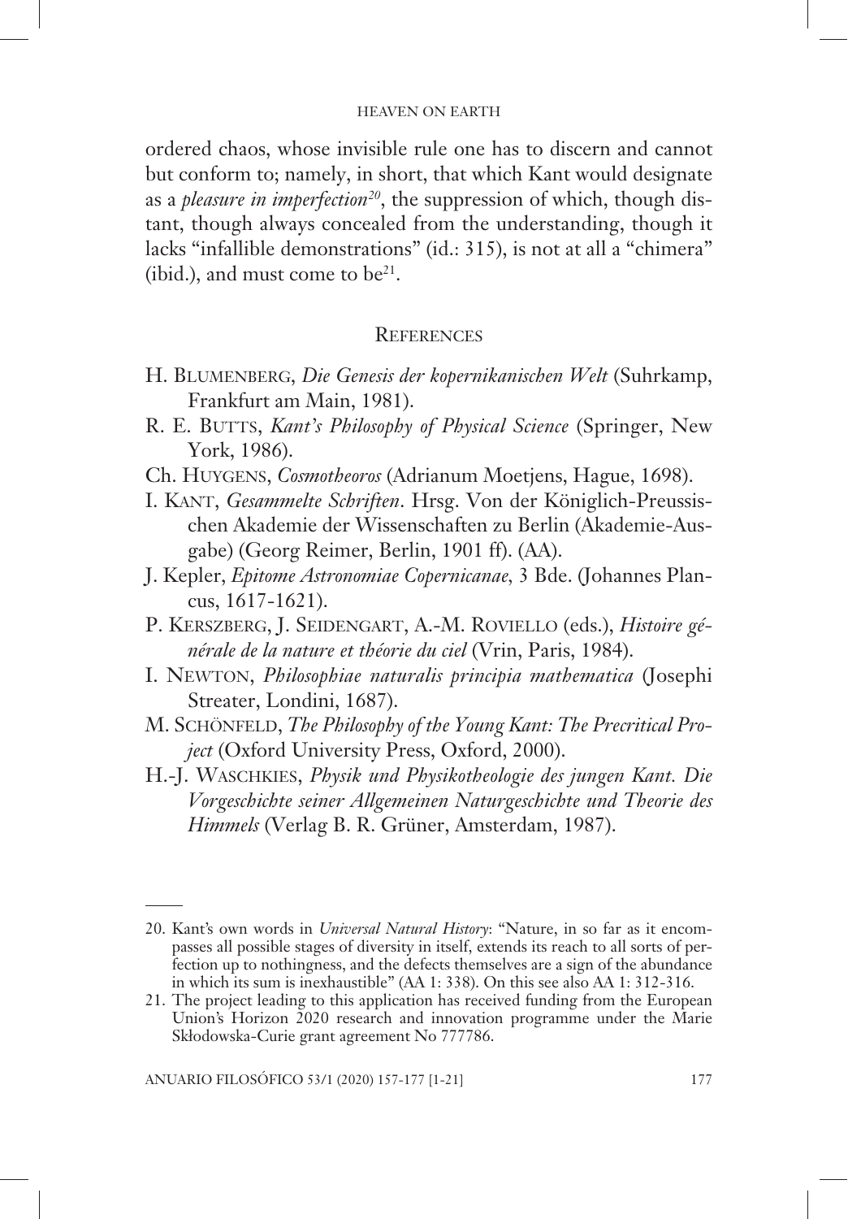ordered chaos, whose invisible rule one has to discern and cannot but conform to; namely, in short, that which Kant would designate as a *pleasure in imperfection*[20], the suppression of which, though distant, though always concealed from the understanding, though it lacks "infallible demonstrations" (id.: 315), is not at all a "chimera" (ibid.), and must come to be[21].

## References

H. Blumenberg, *Die Genesis der kopernikanischen Welt* (Suhrkamp, Frankfurt am Main, 1981).

R. E. Butts, *Kant's Philosophy of Physical Science* (Springer, New York, 1986).

Ch. Huygens, *Cosmotheoros* (Adrianum Moetjens, Hague, 1698).

I. Kant, *Gesammelte Schriften*. Hrsg. Von der Königlich-Preussischen Akademie der Wissenschaften zu Berlin (Akademie-Ausgabe) (Georg Reimer, Berlin, 1901 ff). (AA).

J. Kepler, *Epitome Astronomiae Copernicanae*, 3 Bde. (Johannes Plancus, 1617-1621).

P. Kerszberg, J. Seidengart, A.-M. Roviello (eds.), *Histoire générale de la nature et théorie du ciel* (Vrin, Paris, 1984).

I. Newton, *Philosophiae naturalis principia mathematica* (Josephi Streater, Londini, 1687).

M. Schönfeld, *The Philosophy of the Young Kant: The Precritical Project* (Oxford University Press, Oxford, 2000).

H.-J. Waschkies, *Physik und Physikotheologie des jungen Kant. Die Vorgeschichte seiner Allgemeinen Naturgeschichte und Theorie des Himmels* (Verlag B. R. Grüner, Amsterdam, 1987).

---

20. Kant's own words in *Universal Natural History*: "Nature, in so far as it encompasses all possible stages of diversity in itself, extends its reach to all sorts of perfection up to nothingness, and the defects themselves are a sign of the abundance in which its sum is inexhaustible" (AA 1: 338). On this see also AA 1: 312-316.

21. The project leading to this application has received funding from the European Union's Horizon 2020 research and innovation programme under the Marie Skłodowska-Curie grant agreement No 777786.